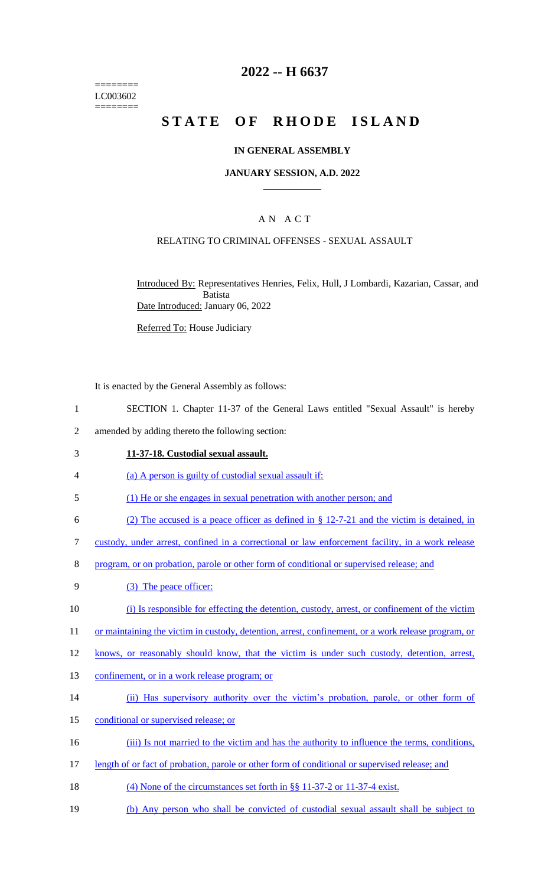========
LC003602
========

# 2022 -- H 6637

# STATE OF RHODE ISLAND

## IN GENERAL ASSEMBLY

### JANUARY SESSION, A.D. 2022

## A N A C T

### RELATING TO CRIMINAL OFFENSES - SEXUAL ASSAULT

Introduced By: Representatives Henries, Felix, Hull, J Lombardi, Kazarian, Cassar, and Batista

Date Introduced: January 06, 2022

Referred To: House Judiciary

It is enacted by the General Assembly as follows:

1 SECTION 1. Chapter 11-37 of the General Laws entitled "Sexual Assault" is hereby
2 amended by adding thereto the following section:

3 **11-37-18. Custodial sexual assault.**

4 (a) A person is guilty of custodial sexual assault if:

5 (1) He or she engages in sexual penetration with another person; and

6 (2) The accused is a peace officer as defined in § 12-7-21 and the victim is detained, in
7 custody, under arrest, confined in a correctional or law enforcement facility, in a work release
8 program, or on probation, parole or other form of conditional or supervised release; and

9 (3) The peace officer:

10 (i) Is responsible for effecting the detention, custody, arrest, or confinement of the victim
11 or maintaining the victim in custody, detention, arrest, confinement, or a work release program, or
12 knows, or reasonably should know, that the victim is under such custody, detention, arrest,
13 confinement, or in a work release program; or

14 (ii) Has supervisory authority over the victim's probation, parole, or other form of
15 conditional or supervised release; or

16 (iii) Is not married to the victim and has the authority to influence the terms, conditions,
17 length of or fact of probation, parole or other form of conditional or supervised release; and

18 (4) None of the circumstances set forth in §§ 11-37-2 or 11-37-4 exist.

19 (b) Any person who shall be convicted of custodial sexual assault shall be subject to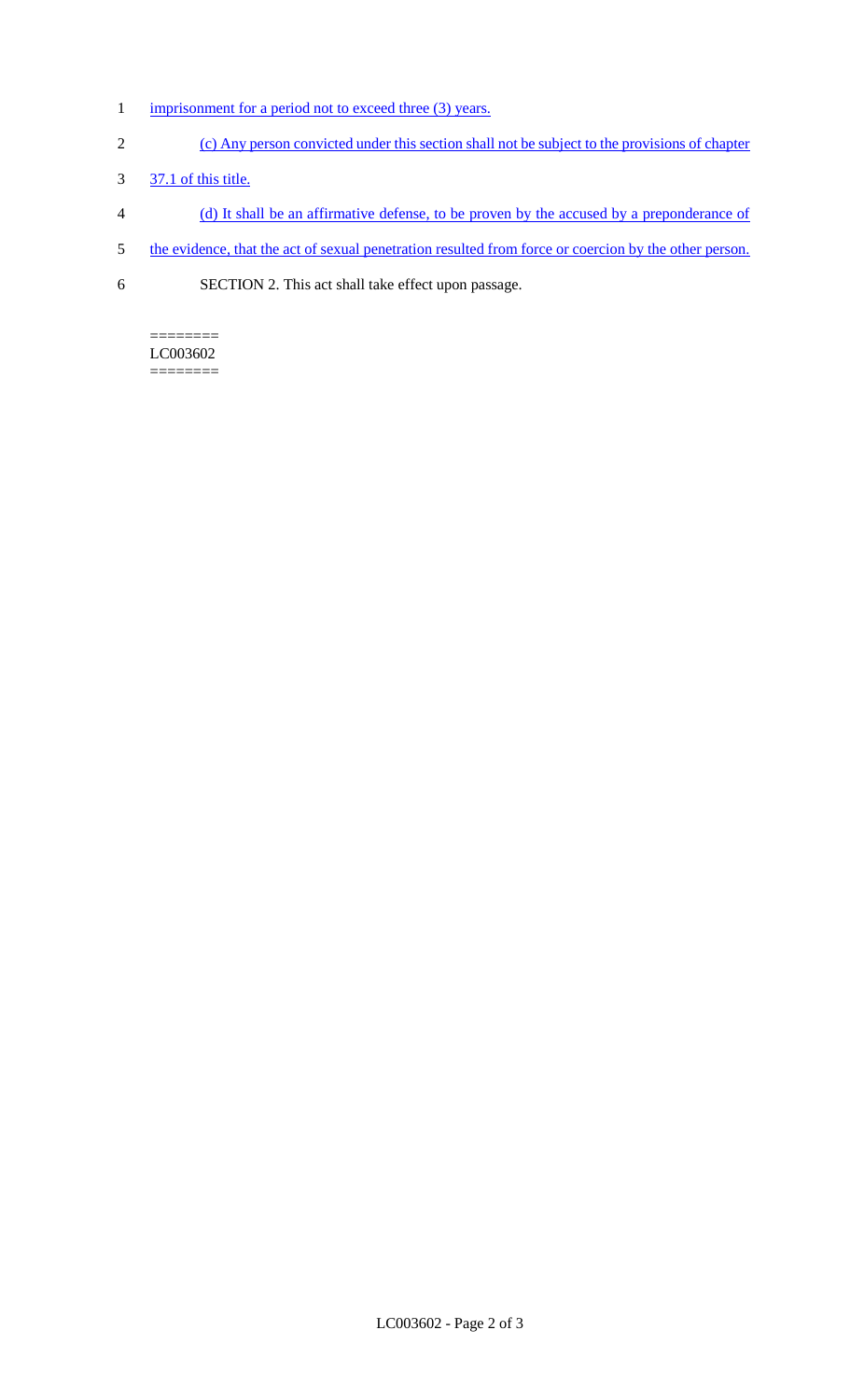imprisonment for a period not to exceed three (3) years.

(c) Any person convicted under this section shall not be subject to the provisions of chapter 37.1 of this title.

(d) It shall be an affirmative defense, to be proven by the accused by a preponderance of the evidence, that the act of sexual penetration resulted from force or coercion by the other person.

SECTION 2. This act shall take effect upon passage.

========
LC003602
========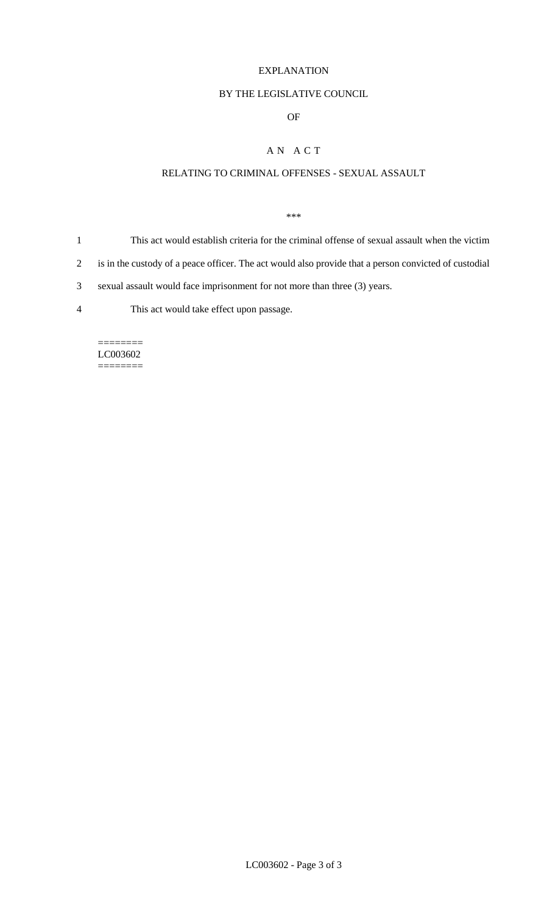EXPLANATION

BY THE LEGISLATIVE COUNCIL

OF

A N A C T

RELATING TO CRIMINAL OFFENSES - SEXUAL ASSAULT

\*\*\*

1 This act would establish criteria for the criminal offense of sexual assault when the victim
2 is in the custody of a peace officer. The act would also provide that a person convicted of custodial
3 sexual assault would face imprisonment for not more than three (3) years.
4 This act would take effect upon passage.

========
LC003602
========